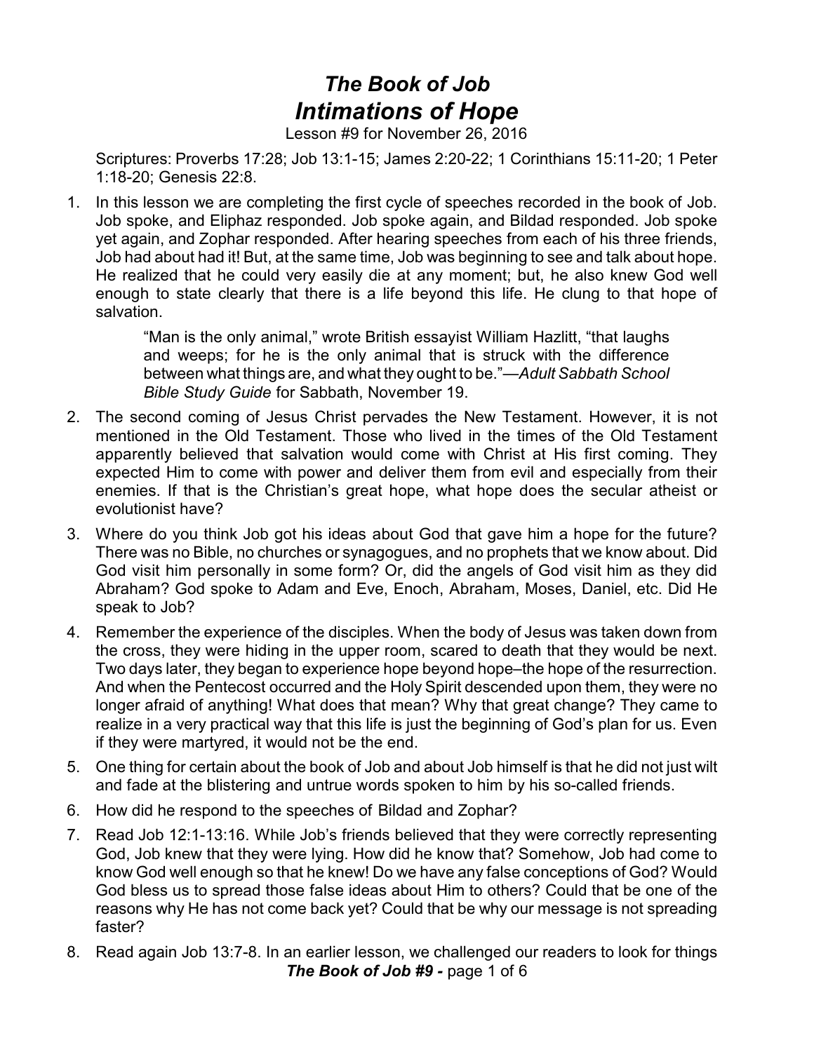# *The Book of Job*
# *Intimations of Hope*

Lesson #9 for November 26, 2016

Scriptures: Proverbs 17:28; Job 13:1-15; James 2:20-22; 1 Corinthians 15:11-20; 1 Peter 1:18-20; Genesis 22:8.

1. In this lesson we are completing the first cycle of speeches recorded in the book of Job. Job spoke, and Eliphaz responded. Job spoke again, and Bildad responded. Job spoke yet again, and Zophar responded. After hearing speeches from each of his three friends, Job had about had it! But, at the same time, Job was beginning to see and talk about hope. He realized that he could very easily die at any moment; but, he also knew God well enough to state clearly that there is a life beyond this life. He clung to that hope of salvation.

   > "Man is the only animal," wrote British essayist William Hazlitt, "that laughs and weeps; for he is the only animal that is struck with the difference between what things are, and what they ought to be."—*Adult Sabbath School Bible Study Guide* for Sabbath, November 19.

2. The second coming of Jesus Christ pervades the New Testament. However, it is not mentioned in the Old Testament. Those who lived in the times of the Old Testament apparently believed that salvation would come with Christ at His first coming. They expected Him to come with power and deliver them from evil and especially from their enemies. If that is the Christian's great hope, what hope does the secular atheist or evolutionist have?

3. Where do you think Job got his ideas about God that gave him a hope for the future? There was no Bible, no churches or synagogues, and no prophets that we know about. Did God visit him personally in some form? Or, did the angels of God visit him as they did Abraham? God spoke to Adam and Eve, Enoch, Abraham, Moses, Daniel, etc. Did He speak to Job?

4. Remember the experience of the disciples. When the body of Jesus was taken down from the cross, they were hiding in the upper room, scared to death that they would be next. Two days later, they began to experience hope beyond hope–the hope of the resurrection. And when the Pentecost occurred and the Holy Spirit descended upon them, they were no longer afraid of anything! What does that mean? Why that great change? They came to realize in a very practical way that this life is just the beginning of God's plan for us. Even if they were martyred, it would not be the end.

5. One thing for certain about the book of Job and about Job himself is that he did not just wilt and fade at the blistering and untrue words spoken to him by his so-called friends.

6. How did he respond to the speeches of Bildad and Zophar?

7. Read Job 12:1-13:16. While Job's friends believed that they were correctly representing God, Job knew that they were lying. How did he know that? Somehow, Job had come to know God well enough so that he knew! Do we have any false conceptions of God? Would God bless us to spread those false ideas about Him to others? Could that be one of the reasons why He has not come back yet? Could that be why our message is not spreading faster?

8. Read again Job 13:7-8. In an earlier lesson, we challenged our readers to look for things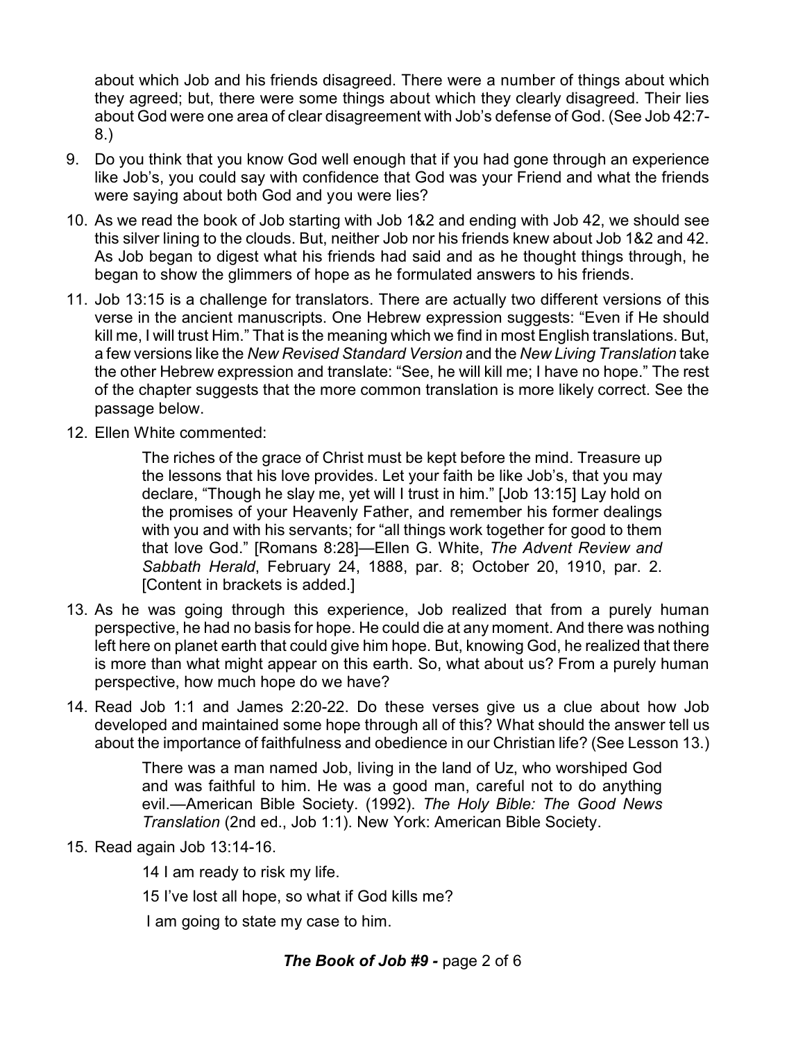about which Job and his friends disagreed. There were a number of things about which they agreed; but, there were some things about which they clearly disagreed. Their lies about God were one area of clear disagreement with Job's defense of God. (See Job 42:7-8.)

9. Do you think that you know God well enough that if you had gone through an experience like Job's, you could say with confidence that God was your Friend and what the friends were saying about both God and you were lies?

10. As we read the book of Job starting with Job 1&2 and ending with Job 42, we should see this silver lining to the clouds. But, neither Job nor his friends knew about Job 1&2 and 42. As Job began to digest what his friends had said and as he thought things through, he began to show the glimmers of hope as he formulated answers to his friends.

11. Job 13:15 is a challenge for translators. There are actually two different versions of this verse in the ancient manuscripts. One Hebrew expression suggests: "Even if He should kill me, I will trust Him." That is the meaning which we find in most English translations. But, a few versions like the *New Revised Standard Version* and the *New Living Translation* take the other Hebrew expression and translate: "See, he will kill me; I have no hope." The rest of the chapter suggests that the more common translation is more likely correct. See the passage below.

12. Ellen White commented:

    > The riches of the grace of Christ must be kept before the mind. Treasure up the lessons that his love provides. Let your faith be like Job's, that you may declare, "Though he slay me, yet will I trust in him." [Job 13:15] Lay hold on the promises of your Heavenly Father, and remember his former dealings with you and with his servants; for "all things work together for good to them that love God." [Romans 8:28]—Ellen G. White, *The Advent Review and Sabbath Herald*, February 24, 1888, par. 8; October 20, 1910, par. 2. [Content in brackets is added.]

13. As he was going through this experience, Job realized that from a purely human perspective, he had no basis for hope. He could die at any moment. And there was nothing left here on planet earth that could give him hope. But, knowing God, he realized that there is more than what might appear on this earth. So, what about us? From a purely human perspective, how much hope do we have?

14. Read Job 1:1 and James 2:20-22. Do these verses give us a clue about how Job developed and maintained some hope through all of this? What should the answer tell us about the importance of faithfulness and obedience in our Christian life? (See Lesson 13.)

    > There was a man named Job, living in the land of Uz, who worshiped God and was faithful to him. He was a good man, careful not to do anything evil.—American Bible Society. (1992). *The Holy Bible: The Good News Translation* (2nd ed., Job 1:1). New York: American Bible Society.

15. Read again Job 13:14-16.

    > 14 I am ready to risk my life.
    >
    > 15 I've lost all hope, so what if God kills me?
    >
    > I am going to state my case to him.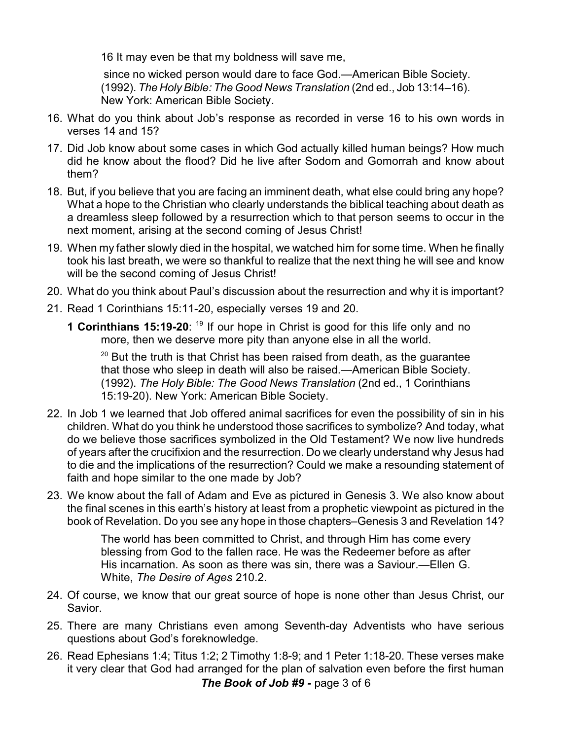16 It may even be that my boldness will save me,

since no wicked person would dare to face God.—American Bible Society. (1992). *The Holy Bible: The Good News Translation* (2nd ed., Job 13:14–16). New York: American Bible Society.

16. What do you think about Job's response as recorded in verse 16 to his own words in verses 14 and 15?
17. Did Job know about some cases in which God actually killed human beings? How much did he know about the flood? Did he live after Sodom and Gomorrah and know about them?
18. But, if you believe that you are facing an imminent death, what else could bring any hope? What a hope to the Christian who clearly understands the biblical teaching about death as a dreamless sleep followed by a resurrection which to that person seems to occur in the next moment, arising at the second coming of Jesus Christ!
19. When my father slowly died in the hospital, we watched him for some time. When he finally took his last breath, we were so thankful to realize that the next thing he will see and know will be the second coming of Jesus Christ!
20. What do you think about Paul's discussion about the resurrection and why it is important?
21. Read 1 Corinthians 15:11-20, especially verses 19 and 20.

    **1 Corinthians 15:19-20**: [19] If our hope in Christ is good for this life only and no more, then we deserve more pity than anyone else in all the world.

    [20] But the truth is that Christ has been raised from death, as the guarantee that those who sleep in death will also be raised.—American Bible Society. (1992). *The Holy Bible: The Good News Translation* (2nd ed., 1 Corinthians 15:19-20). New York: American Bible Society.

22. In Job 1 we learned that Job offered animal sacrifices for even the possibility of sin in his children. What do you think he understood those sacrifices to symbolize? And today, what do we believe those sacrifices symbolized in the Old Testament? We now live hundreds of years after the crucifixion and the resurrection. Do we clearly understand why Jesus had to die and the implications of the resurrection? Could we make a resounding statement of faith and hope similar to the one made by Job?
23. We know about the fall of Adam and Eve as pictured in Genesis 3. We also know about the final scenes in this earth's history at least from a prophetic viewpoint as pictured in the book of Revelation. Do you see any hope in those chapters–Genesis 3 and Revelation 14?

    The world has been committed to Christ, and through Him has come every blessing from God to the fallen race. He was the Redeemer before as after His incarnation. As soon as there was sin, there was a Saviour.—Ellen G. White, *The Desire of Ages* 210.2.

24. Of course, we know that our great source of hope is none other than Jesus Christ, our Savior.
25. There are many Christians even among Seventh-day Adventists who have serious questions about God's foreknowledge.
26. Read Ephesians 1:4; Titus 1:2; 2 Timothy 1:8-9; and 1 Peter 1:18-20. These verses make it very clear that God had arranged for the plan of salvation even before the first human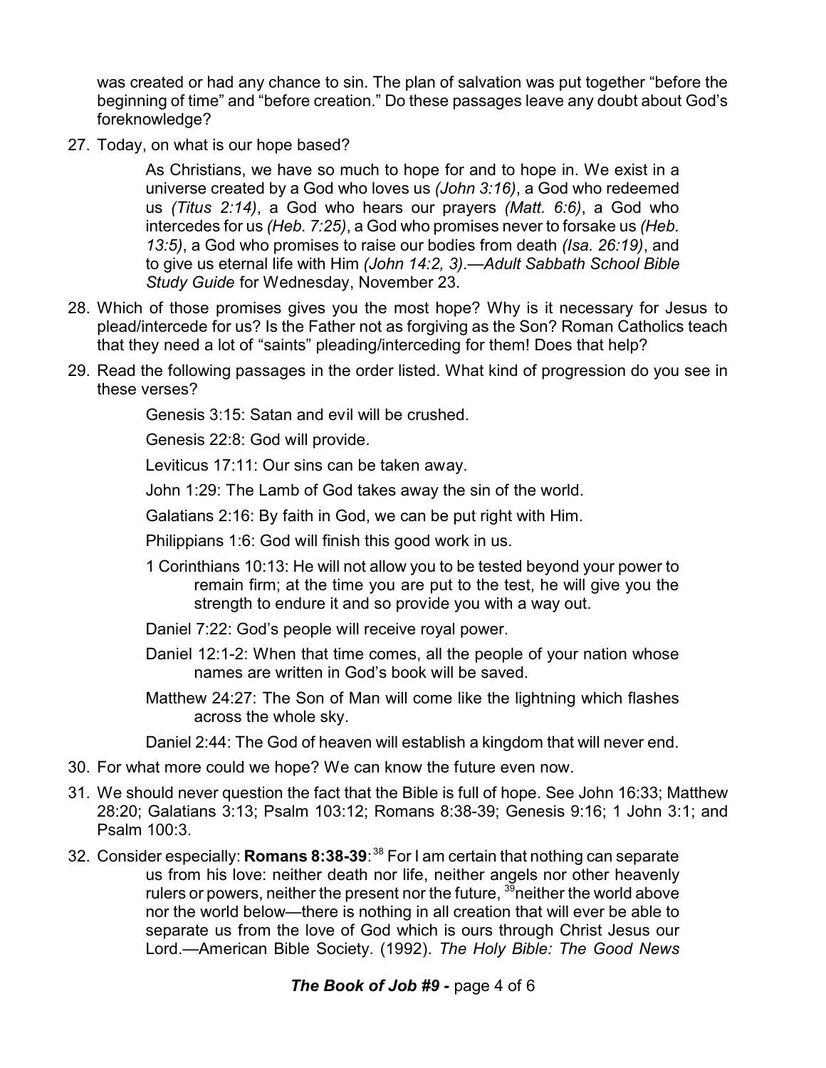was created or had any chance to sin. The plan of salvation was put together "before the beginning of time" and "before creation." Do these passages leave any doubt about God's foreknowledge?

27. Today, on what is our hope based?

> As Christians, we have so much to hope for and to hope in. We exist in a universe created by a God who loves us *(John 3:16)*, a God who redeemed us *(Titus 2:14)*, a God who hears our prayers *(Matt. 6:6)*, a God who intercedes for us *(Heb. 7:25)*, a God who promises never to forsake us *(Heb. 13:5)*, a God who promises to raise our bodies from death *(Isa. 26:19)*, and to give us eternal life with Him *(John 14:2, 3)*.—*Adult Sabbath School Bible Study Guide* for Wednesday, November 23.

28. Which of those promises gives you the most hope? Why is it necessary for Jesus to plead/intercede for us? Is the Father not as forgiving as the Son? Roman Catholics teach that they need a lot of "saints" pleading/interceding for them! Does that help?

29. Read the following passages in the order listed. What kind of progression do you see in these verses?

    Genesis 3:15: Satan and evil will be crushed.

    Genesis 22:8: God will provide.

    Leviticus 17:11: Our sins can be taken away.

    John 1:29: The Lamb of God takes away the sin of the world.

    Galatians 2:16: By faith in God, we can be put right with Him.

    Philippians 1:6: God will finish this good work in us.

    1 Corinthians 10:13: He will not allow you to be tested beyond your power to remain firm; at the time you are put to the test, he will give you the strength to endure it and so provide you with a way out.

    Daniel 7:22: God's people will receive royal power.

    Daniel 12:1-2: When that time comes, all the people of your nation whose names are written in God's book will be saved.

    Matthew 24:27: The Son of Man will come like the lightning which flashes across the whole sky.

    Daniel 2:44: The God of heaven will establish a kingdom that will never end.

30. For what more could we hope? We can know the future even now.

31. We should never question the fact that the Bible is full of hope. See John 16:33; Matthew 28:20; Galatians 3:13; Psalm 103:12; Romans 8:38-39; Genesis 9:16; 1 John 3:1; and Psalm 100:3.

32. Consider especially: **Romans 8:38-39**: [38] For I am certain that nothing can separate us from his love: neither death nor life, neither angels nor other heavenly rulers or powers, neither the present nor the future, [39] neither the world above nor the world below—there is nothing in all creation that will ever be able to separate us from the love of God which is ours through Christ Jesus our Lord.—American Bible Society. (1992). *The Holy Bible: The Good News*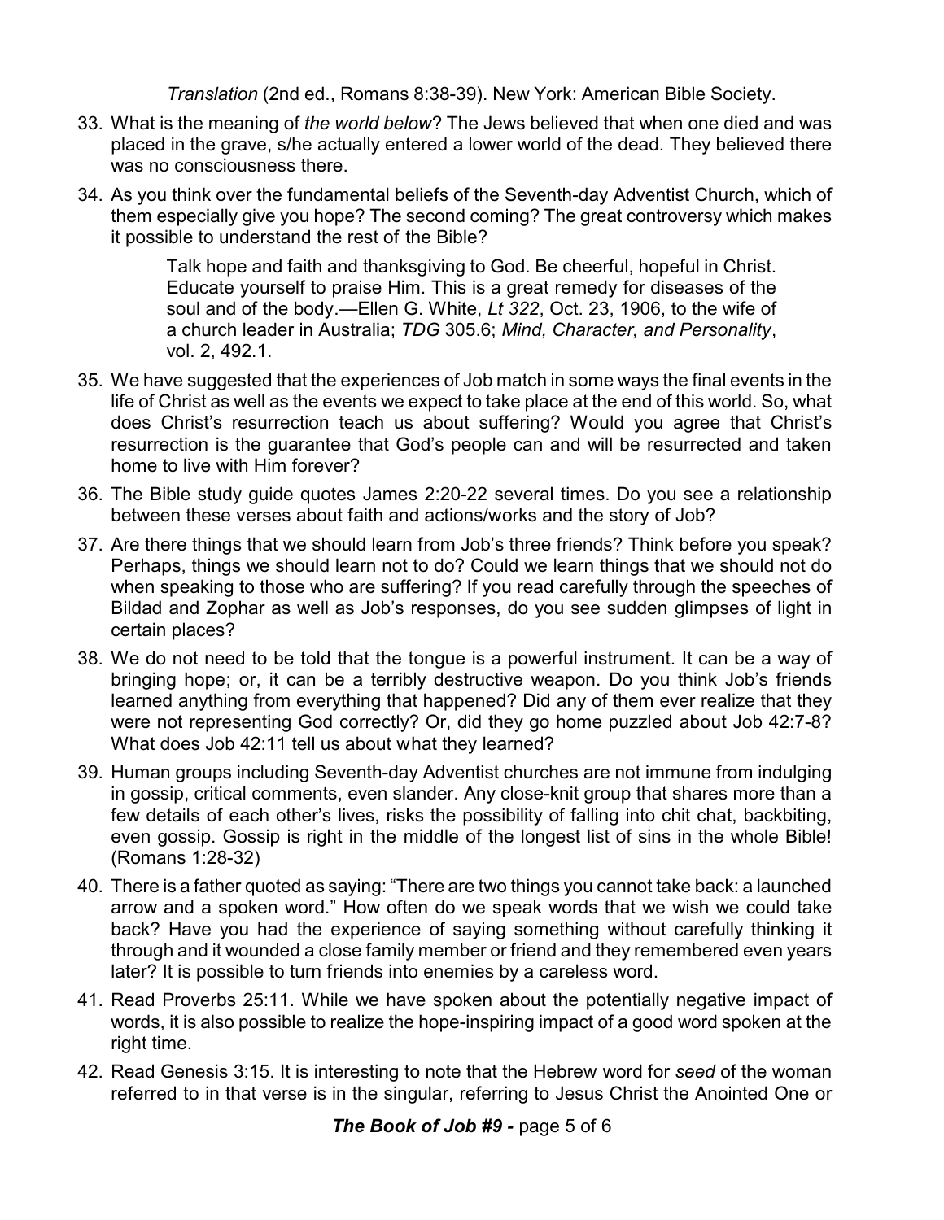*Translation* (2nd ed., Romans 8:38-39). New York: American Bible Society.

33. What is the meaning of *the world below*? The Jews believed that when one died and was placed in the grave, s/he actually entered a lower world of the dead. They believed there was no consciousness there.

34. As you think over the fundamental beliefs of the Seventh-day Adventist Church, which of them especially give you hope? The second coming? The great controversy which makes it possible to understand the rest of the Bible?

    > Talk hope and faith and thanksgiving to God. Be cheerful, hopeful in Christ. Educate yourself to praise Him. This is a great remedy for diseases of the soul and of the body.—Ellen G. White, *Lt 322*, Oct. 23, 1906, to the wife of a church leader in Australia; *TDG* 305.6; *Mind, Character, and Personality*, vol. 2, 492.1.

35. We have suggested that the experiences of Job match in some ways the final events in the life of Christ as well as the events we expect to take place at the end of this world. So, what does Christ's resurrection teach us about suffering? Would you agree that Christ's resurrection is the guarantee that God's people can and will be resurrected and taken home to live with Him forever?

36. The Bible study guide quotes James 2:20-22 several times. Do you see a relationship between these verses about faith and actions/works and the story of Job?

37. Are there things that we should learn from Job's three friends? Think before you speak? Perhaps, things we should learn not to do? Could we learn things that we should not do when speaking to those who are suffering? If you read carefully through the speeches of Bildad and Zophar as well as Job's responses, do you see sudden glimpses of light in certain places?

38. We do not need to be told that the tongue is a powerful instrument. It can be a way of bringing hope; or, it can be a terribly destructive weapon. Do you think Job's friends learned anything from everything that happened? Did any of them ever realize that they were not representing God correctly? Or, did they go home puzzled about Job 42:7-8? What does Job 42:11 tell us about what they learned?

39. Human groups including Seventh-day Adventist churches are not immune from indulging in gossip, critical comments, even slander. Any close-knit group that shares more than a few details of each other's lives, risks the possibility of falling into chit chat, backbiting, even gossip. Gossip is right in the middle of the longest list of sins in the whole Bible! (Romans 1:28-32)

40. There is a father quoted as saying: "There are two things you cannot take back: a launched arrow and a spoken word." How often do we speak words that we wish we could take back? Have you had the experience of saying something without carefully thinking it through and it wounded a close family member or friend and they remembered even years later? It is possible to turn friends into enemies by a careless word.

41. Read Proverbs 25:11. While we have spoken about the potentially negative impact of words, it is also possible to realize the hope-inspiring impact of a good word spoken at the right time.

42. Read Genesis 3:15. It is interesting to note that the Hebrew word for *seed* of the woman referred to in that verse is in the singular, referring to Jesus Christ the Anointed One or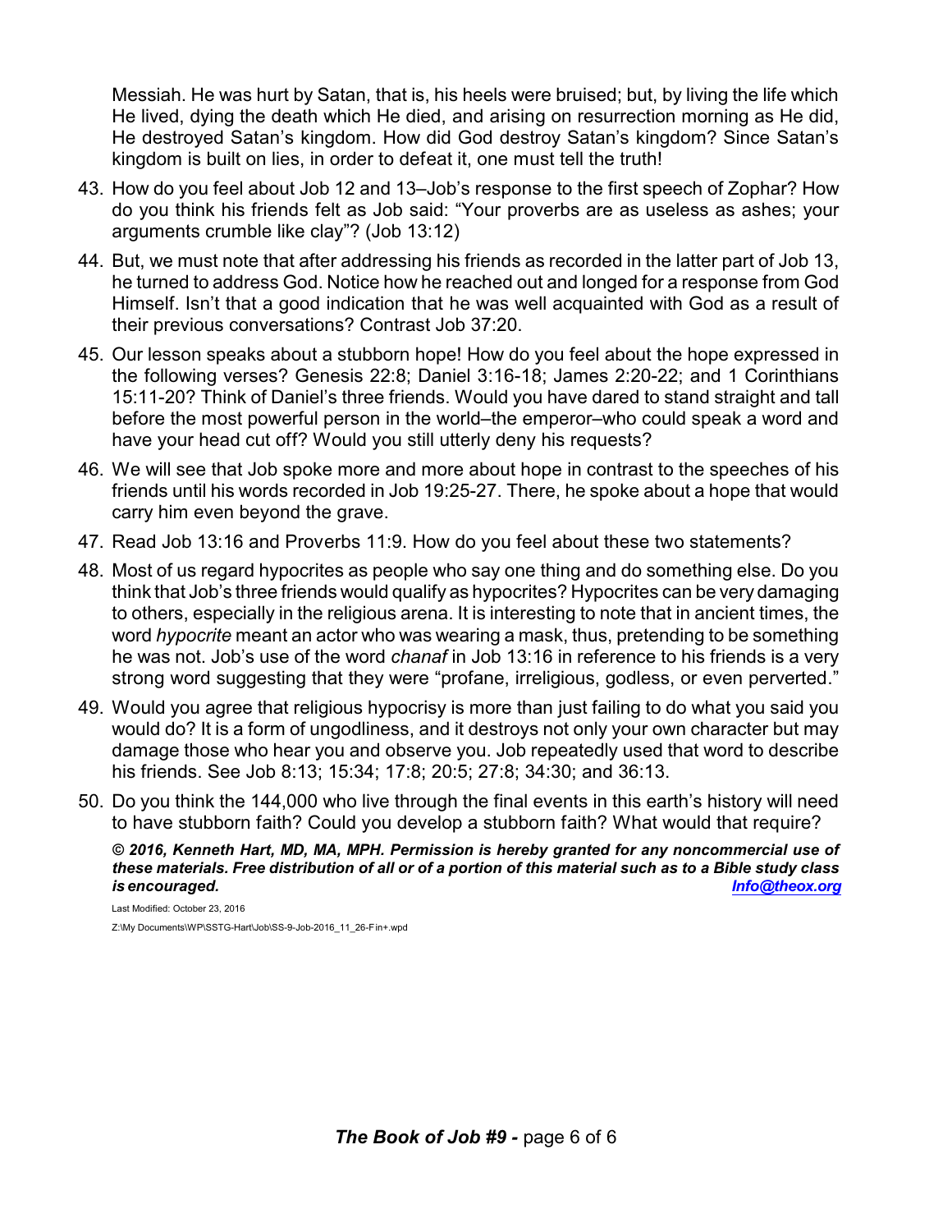Messiah. He was hurt by Satan, that is, his heels were bruised; but, by living the life which He lived, dying the death which He died, and arising on resurrection morning as He did, He destroyed Satan's kingdom. How did God destroy Satan's kingdom? Since Satan's kingdom is built on lies, in order to defeat it, one must tell the truth!

43. How do you feel about Job 12 and 13–Job's response to the first speech of Zophar? How do you think his friends felt as Job said: "Your proverbs are as useless as ashes; your arguments crumble like clay"? (Job 13:12)

44. But, we must note that after addressing his friends as recorded in the latter part of Job 13, he turned to address God. Notice how he reached out and longed for a response from God Himself. Isn't that a good indication that he was well acquainted with God as a result of their previous conversations? Contrast Job 37:20.

45. Our lesson speaks about a stubborn hope! How do you feel about the hope expressed in the following verses? Genesis 22:8; Daniel 3:16-18; James 2:20-22; and 1 Corinthians 15:11-20? Think of Daniel's three friends. Would you have dared to stand straight and tall before the most powerful person in the world–the emperor–who could speak a word and have your head cut off? Would you still utterly deny his requests?

46. We will see that Job spoke more and more about hope in contrast to the speeches of his friends until his words recorded in Job 19:25-27. There, he spoke about a hope that would carry him even beyond the grave.

47. Read Job 13:16 and Proverbs 11:9. How do you feel about these two statements?

48. Most of us regard hypocrites as people who say one thing and do something else. Do you think that Job's three friends would qualify as hypocrites? Hypocrites can be very damaging to others, especially in the religious arena. It is interesting to note that in ancient times, the word *hypocrite* meant an actor who was wearing a mask, thus, pretending to be something he was not. Job's use of the word *chanaf* in Job 13:16 in reference to his friends is a very strong word suggesting that they were "profane, irreligious, godless, or even perverted."

49. Would you agree that religious hypocrisy is more than just failing to do what you said you would do? It is a form of ungodliness, and it destroys not only your own character but may damage those who hear you and observe you. Job repeatedly used that word to describe his friends. See Job 8:13; 15:34; 17:8; 20:5; 27:8; 34:30; and 36:13.

50. Do you think the 144,000 who live through the final events in this earth's history will need to have stubborn faith? Could you develop a stubborn faith? What would that require?

***© 2016, Kenneth Hart, MD, MA, MPH. Permission is hereby granted for any noncommercial use of these materials. Free distribution of all or of a portion of this material such as to a Bible study class is encouraged.*** ***Info@theox.org***

Last Modified: October 23, 2016

Z:\My Documents\WP\SSTG-Hart\Job\SS-9-Job-2016_11_26-Fin+.wpd